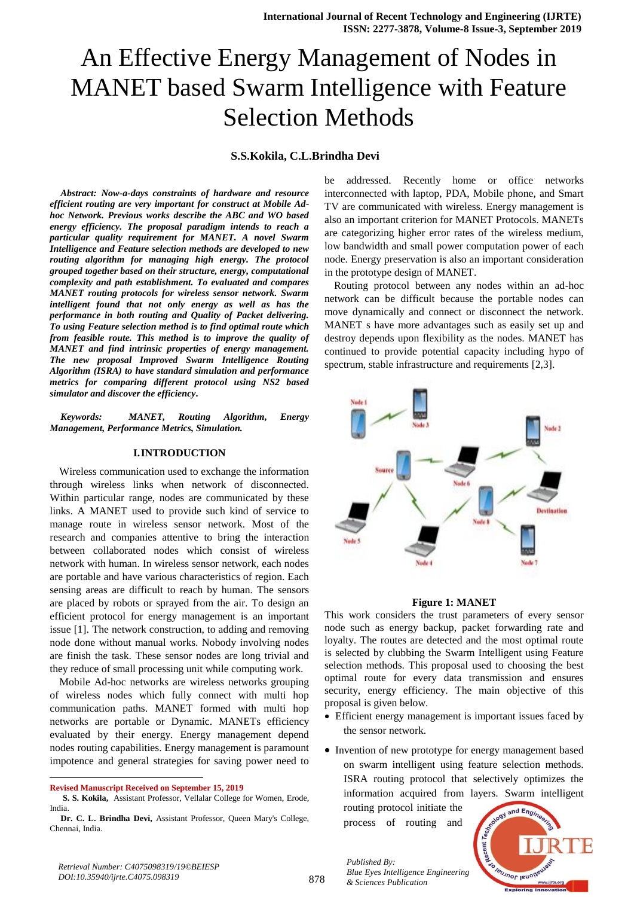# An Effective Energy Management of Nodes in MANET based Swarm Intelligence with Feature Selection Methods

**S.S.Kokila, C.L.Brindha Devi**

***Abstract:** Now-a-days constraints of hardware and resource efficient routing are very important for construct at Mobile Ad-hoc Network. Previous works describe the ABC and WO based energy efficiency. The proposal paradigm intends to reach a particular quality requirement for MANET. A novel Swarm Intelligence and Feature selection methods are developed to new routing algorithm for managing high energy. The protocol grouped together based on their structure, energy, computational complexity and path establishment. To evaluated and compares MANET routing protocols for wireless sensor network. Swarm intelligent found that not only energy as well as has the performance in both routing and Quality of Packet delivering. To using Feature selection method is to find optimal route which from feasible route. This method is to improve the quality of MANET and find intrinsic properties of energy management. The new proposal Improved Swarm Intelligence Routing Algorithm (ISRA) to have standard simulation and performance metrics for comparing different protocol using NS2 based simulator and discover the efficiency.*

***Keywords:** MANET, Routing Algorithm, Energy Management, Performance Metrics, Simulation.*

## I. INTRODUCTION

Wireless communication used to exchange the information through wireless links when network of disconnected. Within particular range, nodes are communicated by these links. A MANET used to provide such kind of service to manage route in wireless sensor network. Most of the research and companies attentive to bring the interaction between collaborated nodes which consist of wireless network with human. In wireless sensor network, each nodes are portable and have various characteristics of region. Each sensing areas are difficult to reach by human. The sensors are placed by robots or sprayed from the air. To design an efficient protocol for energy management is an important issue [1]. The network construction, to adding and removing node done without manual works. Nobody involving nodes are finish the task. These sensor nodes are long trivial and they reduce of small processing unit while computing work.

Mobile Ad-hoc networks are wireless networks grouping of wireless nodes which fully connect with multi hop communication paths. MANET formed with multi hop networks are portable or Dynamic. MANETs efficiency evaluated by their energy. Energy management depend nodes routing capabilities. Energy management is paramount impotence and general strategies for saving power need to be addressed. Recently home or office networks interconnected with laptop, PDA, Mobile phone, and Smart TV are communicated with wireless. Energy management is also an important criterion for MANET Protocols. MANETs are categorizing higher error rates of the wireless medium, low bandwidth and small power computation power of each node. Energy preservation is also an important consideration in the prototype design of MANET.

Routing protocol between any nodes within an ad-hoc network can be difficult because the portable nodes can move dynamically and connect or disconnect the network. MANET s have more advantages such as easily set up and destroy depends upon flexibility as the nodes. MANET has continued to provide potential capacity including hypo of spectrum, stable infrastructure and requirements [2,3].

**Figure 1: MANET**

This work considers the trust parameters of every sensor node such as energy backup, packet forwarding rate and loyalty. The routes are detected and the most optimal route is selected by clubbing the Swarm Intelligent using Feature selection methods. This proposal used to choosing the best optimal route for every data transmission and ensures security, energy efficiency. The main objective of this proposal is given below.

- Efficient energy management is important issues faced by the sensor network.
- Invention of new prototype for energy management based on swarm intelligent using feature selection methods. ISRA routing protocol that selectively optimizes the information acquired from layers. Swarm intelligent routing protocol initiate the process of routing and

**Revised Manuscript Received on September 15, 2019**

**S. S. Kokila,** Assistant Professor, Vellalar College for Women, Erode, India.

**Dr. C. L. Brindha Devi,** Assistant Professor, Queen Mary's College, Chennai, India.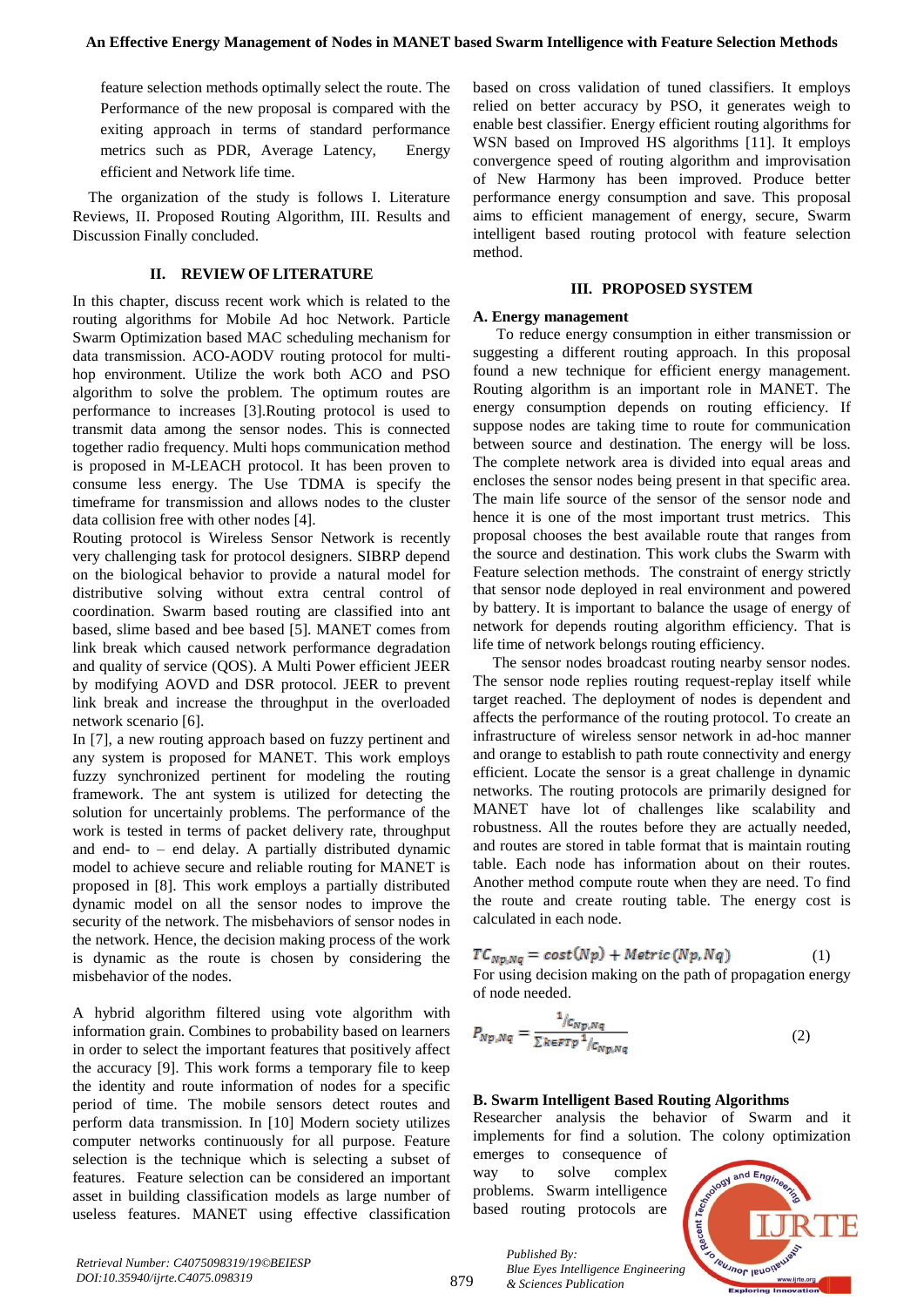feature selection methods optimally select the route. The Performance of the new proposal is compared with the exiting approach in terms of standard performance metrics such as PDR, Average Latency, Energy efficient and Network life time.

The organization of the study is follows I. Literature Reviews, II. Proposed Routing Algorithm, III. Results and Discussion Finally concluded.

## II. REVIEW OF LITERATURE

In this chapter, discuss recent work which is related to the routing algorithms for Mobile Ad hoc Network. Particle Swarm Optimization based MAC scheduling mechanism for data transmission. ACO-AODV routing protocol for multi-hop environment. Utilize the work both ACO and PSO algorithm to solve the problem. The optimum routes are performance to increases [3].Routing protocol is used to transmit data among the sensor nodes. This is connected together radio frequency. Multi hops communication method is proposed in M-LEACH protocol. It has been proven to consume less energy. The Use TDMA is specify the timeframe for transmission and allows nodes to the cluster data collision free with other nodes [4].

Routing protocol is Wireless Sensor Network is recently very challenging task for protocol designers. SIBRP depend on the biological behavior to provide a natural model for distributive solving without extra central control of coordination. Swarm based routing are classified into ant based, slime based and bee based [5]. MANET comes from link break which caused network performance degradation and quality of service (QOS). A Multi Power efficient JEER by modifying AOVD and DSR protocol. JEER to prevent link break and increase the throughput in the overloaded network scenario [6].

In [7], a new routing approach based on fuzzy pertinent and any system is proposed for MANET. This work employs fuzzy synchronized pertinent for modeling the routing framework. The ant system is utilized for detecting the solution for uncertainly problems. The performance of the work is tested in terms of packet delivery rate, throughput and end- to – end delay. A partially distributed dynamic model to achieve secure and reliable routing for MANET is proposed in [8]. This work employs a partially distributed dynamic model on all the sensor nodes to improve the security of the network. The misbehaviors of sensor nodes in the network. Hence, the decision making process of the work is dynamic as the route is chosen by considering the misbehavior of the nodes.

A hybrid algorithm filtered using vote algorithm with information grain. Combines to probability based on learners in order to select the important features that positively affect the accuracy [9]. This work forms a temporary file to keep the identity and route information of nodes for a specific period of time. The mobile sensors detect routes and perform data transmission. In [10] Modern society utilizes computer networks continuously for all purpose. Feature selection is the technique which is selecting a subset of features. Feature selection can be considered an important asset in building classification models as large number of useless features. MANET using effective classification based on cross validation of tuned classifiers. It employs relied on better accuracy by PSO, it generates weigh to enable best classifier. Energy efficient routing algorithms for WSN based on Improved HS algorithms [11]. It employs convergence speed of routing algorithm and improvisation of New Harmony has been improved. Produce better performance energy consumption and save. This proposal aims to efficient management of energy, secure, Swarm intelligent based routing protocol with feature selection method.

## III. PROPOSED SYSTEM

### A. Energy management

To reduce energy consumption in either transmission or suggesting a different routing approach. In this proposal found a new technique for efficient energy management. Routing algorithm is an important role in MANET. The energy consumption depends on routing efficiency. If suppose nodes are taking time to route for communication between source and destination. The energy will be loss. The complete network area is divided into equal areas and encloses the sensor nodes being present in that specific area. The main life source of the sensor of the sensor node and hence it is one of the most important trust metrics. This proposal chooses the best available route that ranges from the source and destination. This work clubs the Swarm with Feature selection methods. The constraint of energy strictly that sensor node deployed in real environment and powered by battery. It is important to balance the usage of energy of network for depends routing algorithm efficiency. That is life time of network belongs routing efficiency.

The sensor nodes broadcast routing nearby sensor nodes. The sensor node replies routing request-replay itself while target reached. The deployment of nodes is dependent and affects the performance of the routing protocol. To create an infrastructure of wireless sensor network in ad-hoc manner and orange to establish to path route connectivity and energy efficient. Locate the sensor is a great challenge in dynamic networks. The routing protocols are primarily designed for MANET have lot of challenges like scalability and robustness. All the routes before they are actually needed, and routes are stored in table format that is maintain routing table. Each node has information about on their routes. Another method compute route when they are need. To find the route and create routing table. The energy cost is calculated in each node.

$$TC_{Np,Nq} = cost(Np) + Metric\,(Np, Nq) \qquad (1)$$

For using decision making on the path of propagation energy of node needed.

$$P_{Np,Nq} = \frac{1/_{C_{Np,Nq}}}{\sum_{k \epsilon FTp} 1/_{C_{Np,Nq}}} \qquad (2)$$

### B. Swarm Intelligent Based Routing Algorithms

Researcher analysis the behavior of Swarm and it implements for find a solution. The colony optimization emerges to consequence of way to solve complex problems. Swarm intelligence based routing protocols are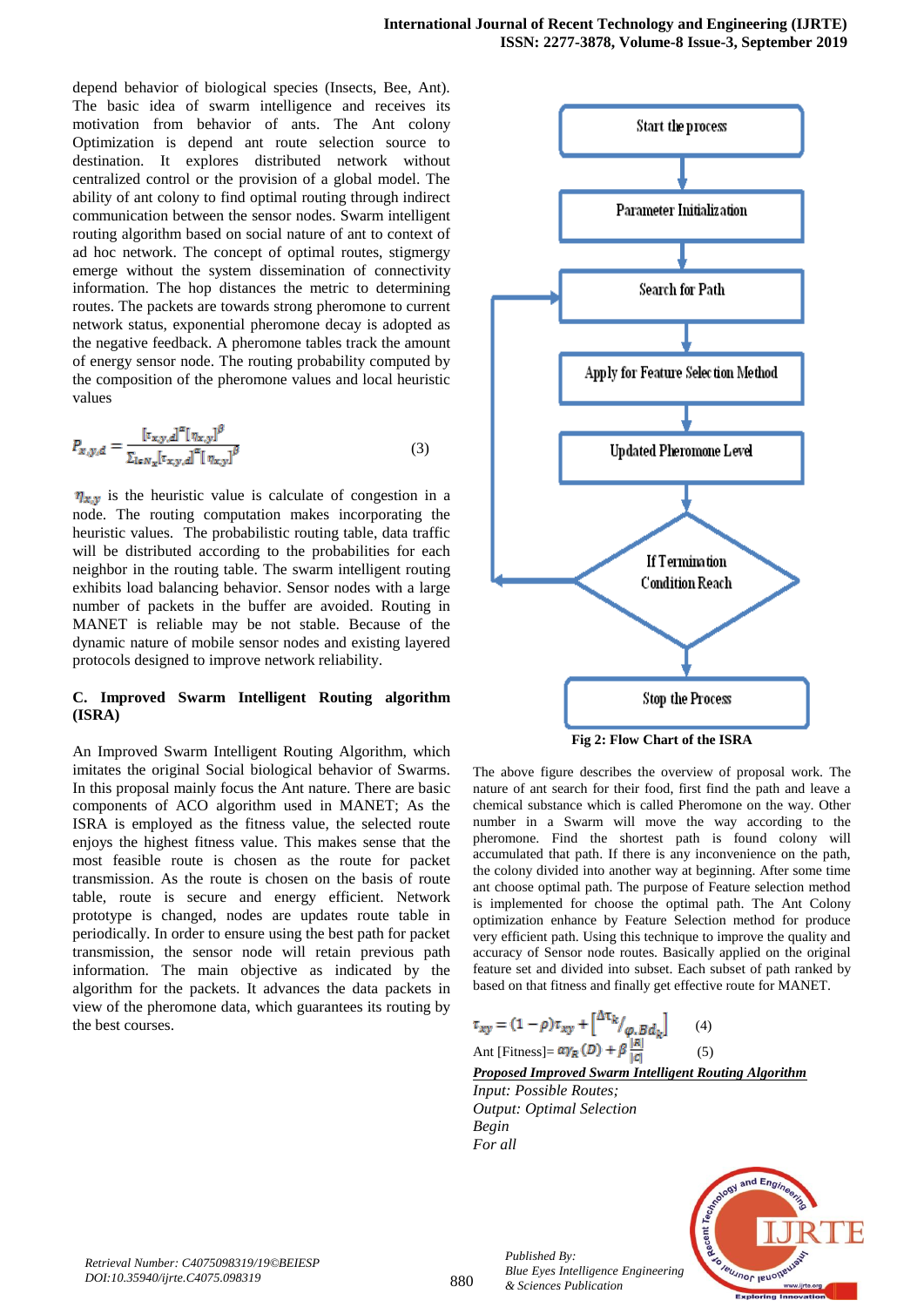depend behavior of biological species (Insects, Bee, Ant). The basic idea of swarm intelligence and receives its motivation from behavior of ants. The Ant colony Optimization is depend ant route selection source to destination. It explores distributed network without centralized control or the provision of a global model. The ability of ant colony to find optimal routing through indirect communication between the sensor nodes. Swarm intelligent routing algorithm based on social nature of ant to context of ad hoc network. The concept of optimal routes, stigmergy emerge without the system dissemination of connectivity information. The hop distances the metric to determining routes. The packets are towards strong pheromone to current network status, exponential pheromone decay is adopted as the negative feedback. A pheromone tables track the amount of energy sensor node. The routing probability computed by the composition of the pheromone values and local heuristic values

$$P_{x,y,d} = \frac{[\tau_{x,y,d}]^{\alpha}[\eta_{x,y}]^{\beta}}{\sum_{l \in N_x}[\tau_{x,y,d}]^{\alpha}[\eta_{x,y}]^{\beta}} \quad (3)$$

$\eta_{x,y}$ is the heuristic value is calculate of congestion in a node. The routing computation makes incorporating the heuristic values. The probabilistic routing table, data traffic will be distributed according to the probabilities for each neighbor in the routing table. The swarm intelligent routing exhibits load balancing behavior. Sensor nodes with a large number of packets in the buffer are avoided. Routing in MANET is reliable may be not stable. Because of the dynamic nature of mobile sensor nodes and existing layered protocols designed to improve network reliability.

### C. Improved Swarm Intelligent Routing algorithm (ISRA)

An Improved Swarm Intelligent Routing Algorithm, which imitates the original Social biological behavior of Swarms. In this proposal mainly focus the Ant nature. There are basic components of ACO algorithm used in MANET; As the ISRA is employed as the fitness value, the selected route enjoys the highest fitness value. This makes sense that the most feasible route is chosen as the route for packet transmission. As the route is chosen on the basis of route table, route is secure and energy efficient. Network prototype is changed, nodes are updates route table in periodically. In order to ensure using the best path for packet transmission, the sensor node will retain previous path information. The main objective as indicated by the algorithm for the packets. It advances the data packets in view of the pheromone data, which guarantees its routing by the best courses.

Start the process → Parameter Initialization → Search for Path → Apply for Feature Selection Method → Updated Pheromone Level → If Termination Condition Reach → Stop the Process

**Fig 2: Flow Chart of the ISRA**

The above figure describes the overview of proposal work. The nature of ant search for their food, first find the path and leave a chemical substance which is called Pheromone on the way. Other number in a Swarm will move the way according to the pheromone. Find the shortest path is found colony will accumulated that path. If there is any inconvenience on the path, the colony divided into another way at beginning. After some time ant choose optimal path. The purpose of Feature selection method is implemented for choose the optimal path. The Ant Colony optimization enhance by Feature Selection method for produce very efficient path. Using this technique to improve the quality and accuracy of Sensor node routes. Basically applied on the original feature set and divided into subset. Each subset of path ranked by based on that fitness and finally get effective route for MANET.

$$\tau_{xy} = (1-\rho)\tau_{xy} + \left[{}^{\Delta\tau_k}/_{\varphi.Bd_k}\right] \quad (4)$$

$$\text{Ant [Fitness]} = \alpha\gamma_R(D) + \beta\frac{|R|}{|C|} \quad (5)$$

***Proposed Improved Swarm Intelligent Routing Algorithm***

*Input: Possible Routes;*
*Output: Optimal Selection*
*Begin*
*For all*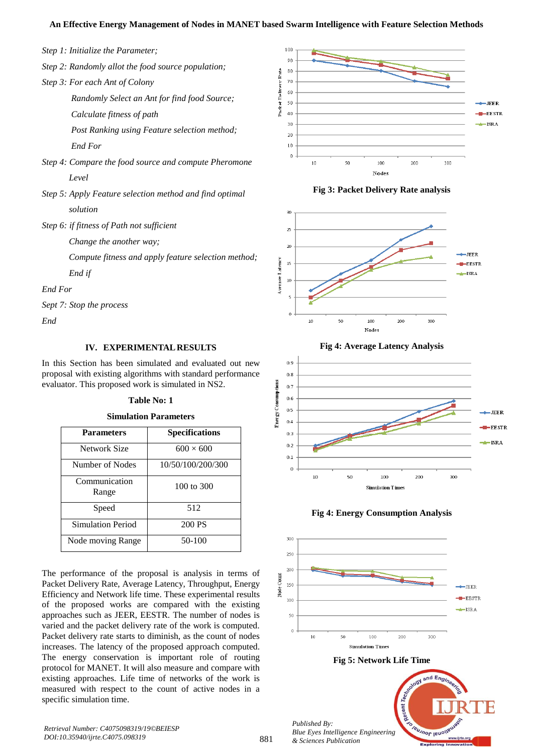*Step 1: Initialize the Parameter;*

*Step 2: Randomly allot the food source population;*

*Step 3: For each Ant of Colony*

*Randomly Select an Ant for find food Source;*

*Calculate fitness of path*

*Post Ranking using Feature selection method;*

*End For*

*Step 4: Compare the food source and compute Pheromone Level*

*Step 5: Apply Feature selection method and find optimal solution*

*Step 6: if fitness of Path not sufficient*

*Change the another way;*

*Compute fitness and apply feature selection method;*

*End if*

*End For*

*Sept 7: Stop the process*

*End*

## IV. EXPERIMENTAL RESULTS

In this Section has been simulated and evaluated out new proposal with existing algorithms with standard performance evaluator. This proposed work is simulated in NS2.

**Table No: 1**

**Simulation Parameters**

| Parameters | Specifications |
|---|---|
| Network Size | 600 × 600 |
| Number of Nodes | 10/50/100/200/300 |
| Communication Range | 100 to 300 |
| Speed | 512 |
| Simulation Period | 200 PS |
| Node moving Range | 50-100 |

The performance of the proposal is analysis in terms of Packet Delivery Rate, Average Latency, Throughput, Energy Efficiency and Network life time. These experimental results of the proposed works are compared with the existing approaches such as JEER, EESTR. The number of nodes is varied and the packet delivery rate of the work is computed. Packet delivery rate starts to diminish, as the count of nodes increases. The latency of the proposed approach computed. The energy conservation is important role of routing protocol for MANET. It will also measure and compare with existing approaches. Life time of networks of the work is measured with respect to the count of active nodes in a specific simulation time.

**Fig 3: Packet Delivery Rate analysis**

**Fig 4: Average Latency Analysis**

**Fig 4: Energy Consumption Analysis**

**Fig 5: Network Life Time**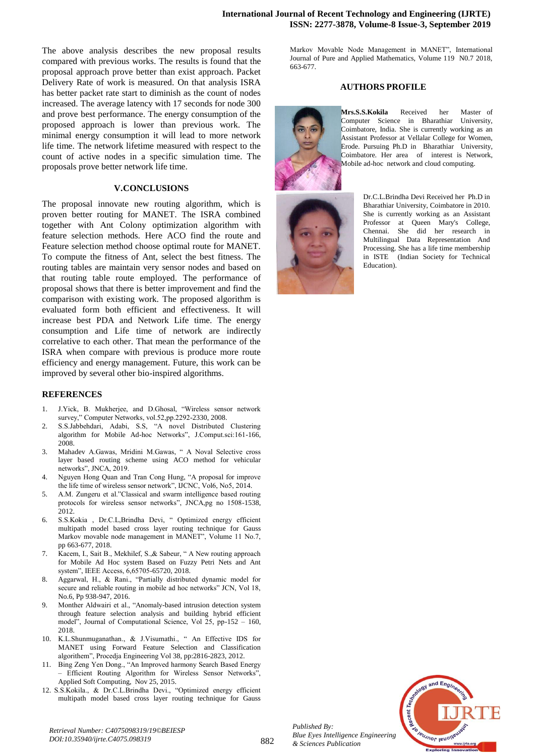The above analysis describes the new proposal results compared with previous works. The results is found that the proposal approach prove better than exist approach. Packet Delivery Rate of work is measured. On that analysis ISRA has better packet rate start to diminish as the count of nodes increased. The average latency with 17 seconds for node 300 and prove best performance. The energy consumption of the proposed approach is lower than previous work. The minimal energy consumption it will lead to more network life time. The network lifetime measured with respect to the count of active nodes in a specific simulation time. The proposals prove better network life time.

## V.CONCLUSIONS

The proposal innovate new routing algorithm, which is proven better routing for MANET. The ISRA combined together with Ant Colony optimization algorithm with feature selection methods. Here ACO find the route and Feature selection method choose optimal route for MANET. To compute the fitness of Ant, select the best fitness. The routing tables are maintain very sensor nodes and based on that routing table route employed. The performance of proposal shows that there is better improvement and find the comparison with existing work. The proposed algorithm is evaluated form both efficient and effectiveness. It will increase best PDA and Network Life time. The energy consumption and Life time of network are indirectly correlative to each other. That mean the performance of the ISRA when compare with previous is produce more route efficiency and energy management. Future, this work can be improved by several other bio-inspired algorithms.

## REFERENCES

1. J.Yick, B. Mukherjee, and D.Ghosal, "Wireless sensor network survey," Computer Networks, vol.52,pp.2292-2330, 2008.
2. S.S.Jabbehdari, Adabi, S.S, "A novel Distributed Clustering algorithm for Mobile Ad-hoc Networks", J.Comput.sci:161-166, 2008.
3. Mahadev A.Gawas, Mridini M.Gawas, " A Noval Selective cross layer based routing scheme using ACO method for vehicular networks", JNCA, 2019.
4. Nguyen Hong Quan and Tran Cong Hung, "A proposal for improve the life time of wireless sensor network", IJCNC, Vol6, No5, 2014.
5. A.M. Zungeru et al."Classical and swarm intelligence based routing protocols for wireless sensor networks", JNCA,pg no 1508-1538, 2012.
6. S.S.Kokia , Dr.C.L,Brindha Devi, " Optimized energy efficient multipath model based cross layer routing technique for Gauss Markov movable node management in MANET", Volume 11 No.7, pp 663-677, 2018.
7. Kacem, I., Sait B., Mekhilef, S.,& Sabeur, " A New routing approach for Mobile Ad Hoc system Based on Fuzzy Petri Nets and Ant system", IEEE Access, 6,65705-65720, 2018.
8. Aggarwal, H., & Rani., "Partially distributed dynamic model for secure and reliable routing in mobile ad hoc networks" JCN, Vol 18, No.6, Pp 938-947, 2016.
9. Monther Aldwairi et al., "Anomaly-based intrusion detection system through feature selection analysis and building hybrid efficient model", Journal of Computational Science, Vol 25, pp-152 – 160, 2018.
10. K.L.Shunmuganathan., & J.Visumathi., " An Effective IDS for MANET using Forward Feature Selection and Classification algorithem", Procedja Engineering Vol 38, pp:2816-2823, 2012.
11. Bing Zeng Yen Dong., "An Improved harmony Search Based Energy – Efficient Routing Algorithm for Wireless Sensor Networks", Applied Soft Computing, Nov 25, 2015.
12. S.S.Kokila., & Dr.C.L.Brindha Devi., "Optimized energy efficient multipath model based cross layer routing technique for Gauss Markov Movable Node Management in MANET", International Journal of Pure and Applied Mathematics, Volume 119 N0.7 2018, 663-677.

## AUTHORS PROFILE

**Mrs.S.S.Kokila** Received her Master of Computer Science in Bharathiar University, Coimbatore, India. She is currently working as an Assistant Professor at Vellalar College for Women, Erode. Pursuing Ph.D in Bharathiar University, Coimbatore. Her area of interest is Network, Mobile ad-hoc network and cloud computing.

Dr.C.L.Brindha Devi Received her Ph.D in Bharathiar University, Coimbatore in 2010. She is currently working as an Assistant Professor at Queen Mary's College, Chennai. She did her research in Multilingual Data Representation And Processing. She has a life time membership in ISTE (Indian Society for Technical Education).